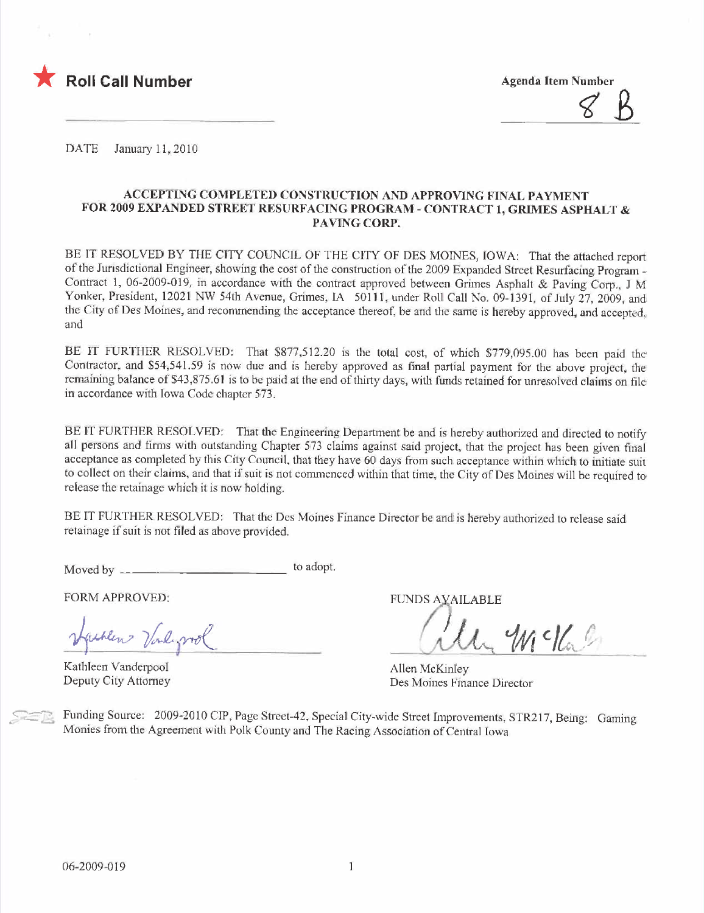★ **Roll Call Number**

**Agenda Item Number**

8 B

DATE January 11, 2010

**ACCEPTING COMPLETED CONSTRUCTION AND APPROVING FINAL PAYMENT FOR 2009 EXPANDED STREET RESURFACING PROGRAM - CONTRACT 1, GRIMES ASPHALT & PAVING CORP.**

BE IT RESOLVED BY THE CITY COUNCIL OF THE CITY OF DES MOINES, IOWA: That the attached report of the Jurisdictional Engineer, showing the cost of the construction of the 2009 Expanded Street Resurfacing Program - Contract 1, 06-2009-019, in accordance with the contract approved between Grimes Asphalt & Paving Corp., J M Yonker, President, 12021 NW 54th Avenue, Grimes, IA 50111, under Roll Call No. 09-1391, of July 27, 2009, and the City of Des Moines, and recommending the acceptance thereof, be and the same is hereby approved, and accepted, and

BE IT FURTHER RESOLVED: That $877,512.20 is the total cost, of which $779,095.00 has been paid the Contractor, and $54,541.59 is now due and is hereby approved as final partial payment for the above project, the remaining balance of $43,875.61 is to be paid at the end of thirty days, with funds retained for unresolved claims on file in accordance with Iowa Code chapter 573.

BE IT FURTHER RESOLVED: That the Engineering Department be and is hereby authorized and directed to notify all persons and firms with outstanding Chapter 573 claims against said project, that the project has been given final acceptance as completed by this City Council, that they have 60 days from such acceptance within which to initiate suit to collect on their claims, and that if suit is not commenced within that time, the City of Des Moines will be required to release the retainage which it is now holding.

BE IT FURTHER RESOLVED: That the Des Moines Finance Director be and is hereby authorized to release said retainage if suit is not filed as above provided.

Moved by ______________________ to adopt.

FORM APPROVED:

Kathleen Vanderpool
Deputy City Attorney

FUNDS AVAILABLE

Allen McKinley
Des Moines Finance Director

Funding Source: 2009-2010 CIP, Page Street-42, Special City-wide Street Improvements, STR217, Being: Gaming Monies from the Agreement with Polk County and The Racing Association of Central Iowa

06-2009-019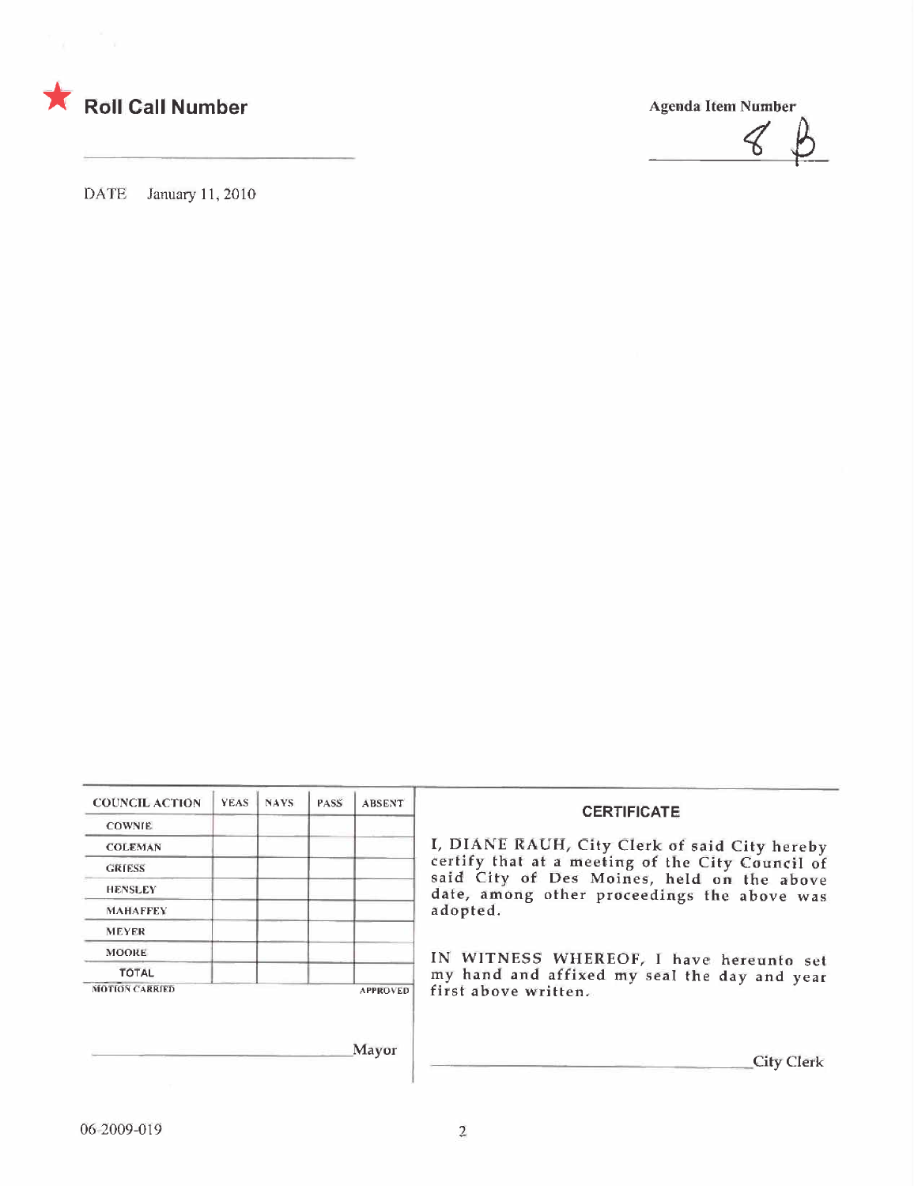★ **Roll Call Number**

**Agenda Item Number**

8 B

DATE January 11, 2010

| COUNCIL ACTION | YEAS | NAYS | PASS | ABSENT |
|---|---|---|---|---|
| COWNIE | | | | |
| COLEMAN | | | | |
| GRIESS | | | | |
| HENSLEY | | | | |
| MAHAFFEY | | | | |
| MEYER | | | | |
| MOORE | | | | |
| TOTAL | | | | |

MOTION CARRIED APPROVED

_______________________________ Mayor

**CERTIFICATE**

I, DIANE RAUH, City Clerk of said City hereby certify that at a meeting of the City Council of said City of Des Moines, held on the above date, among other proceedings the above was adopted.

IN WITNESS WHEREOF, I have hereunto set my hand and affixed my seal the day and year first above written.

_______________________________ City Clerk

06-2009-019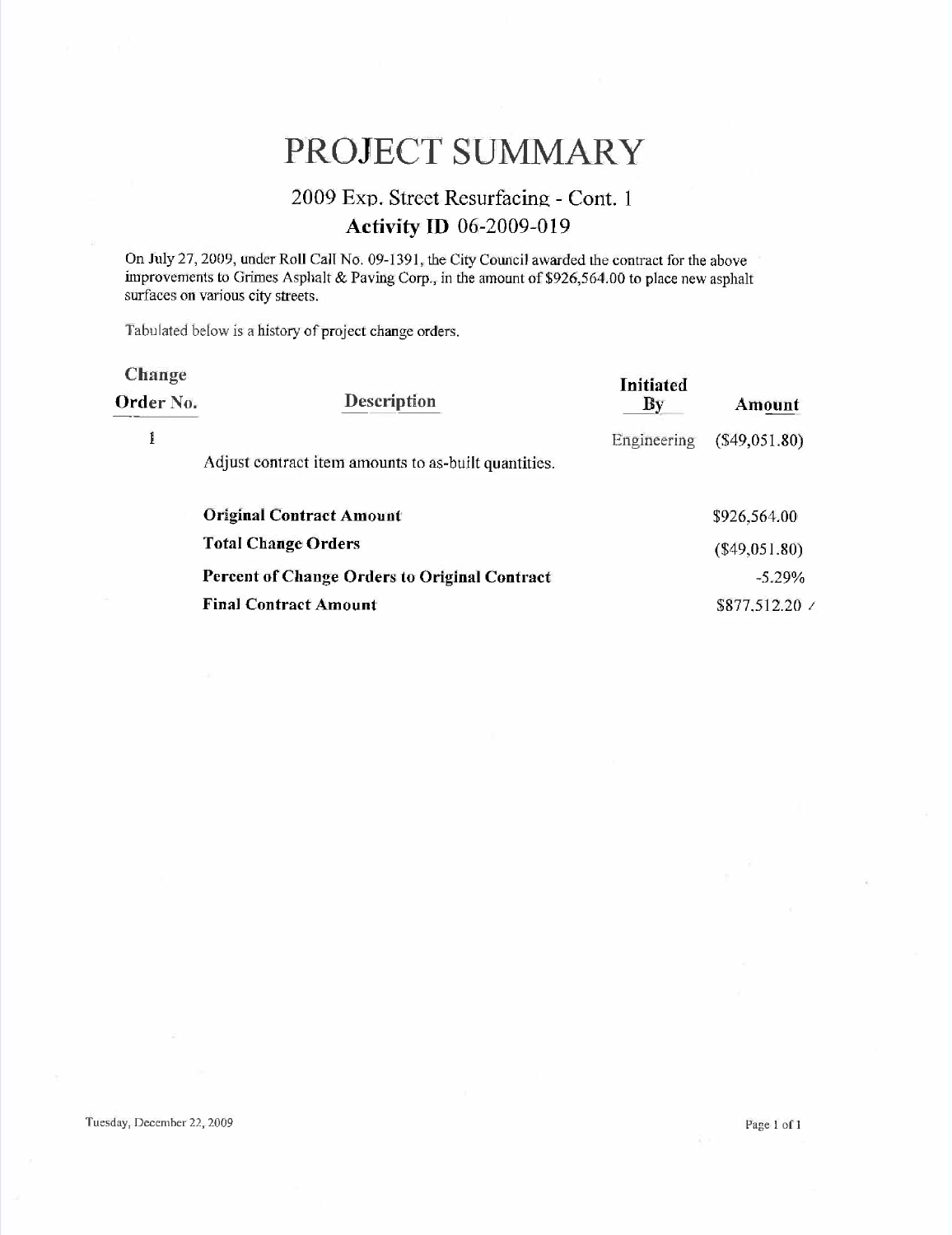# PROJECT SUMMARY

## 2009 Exp. Street Resurfacing - Cont. 1

### Activity ID 06-2009-019

On July 27, 2009, under Roll Call No. 09-1391, the City Council awarded the contract for the above improvements to Grimes Asphalt & Paving Corp., in the amount of $926,564.00 to place new asphalt surfaces on various city streets.

Tabulated below is a history of project change orders.

| Change Order No. | Description | Initiated By | Amount |
| --- | --- | --- | --- |
| 1 | Adjust contract item amounts to as-built quantities. | Engineering | ($49,051.80) |
| | **Original Contract Amount** | | $926,564.00 |
| | **Total Change Orders** | | ($49,051.80) |
| | **Percent of Change Orders to Original Contract** | | -5.29% |
| | **Final Contract Amount** | | $877,512.20 |

Tuesday, December 22, 2009